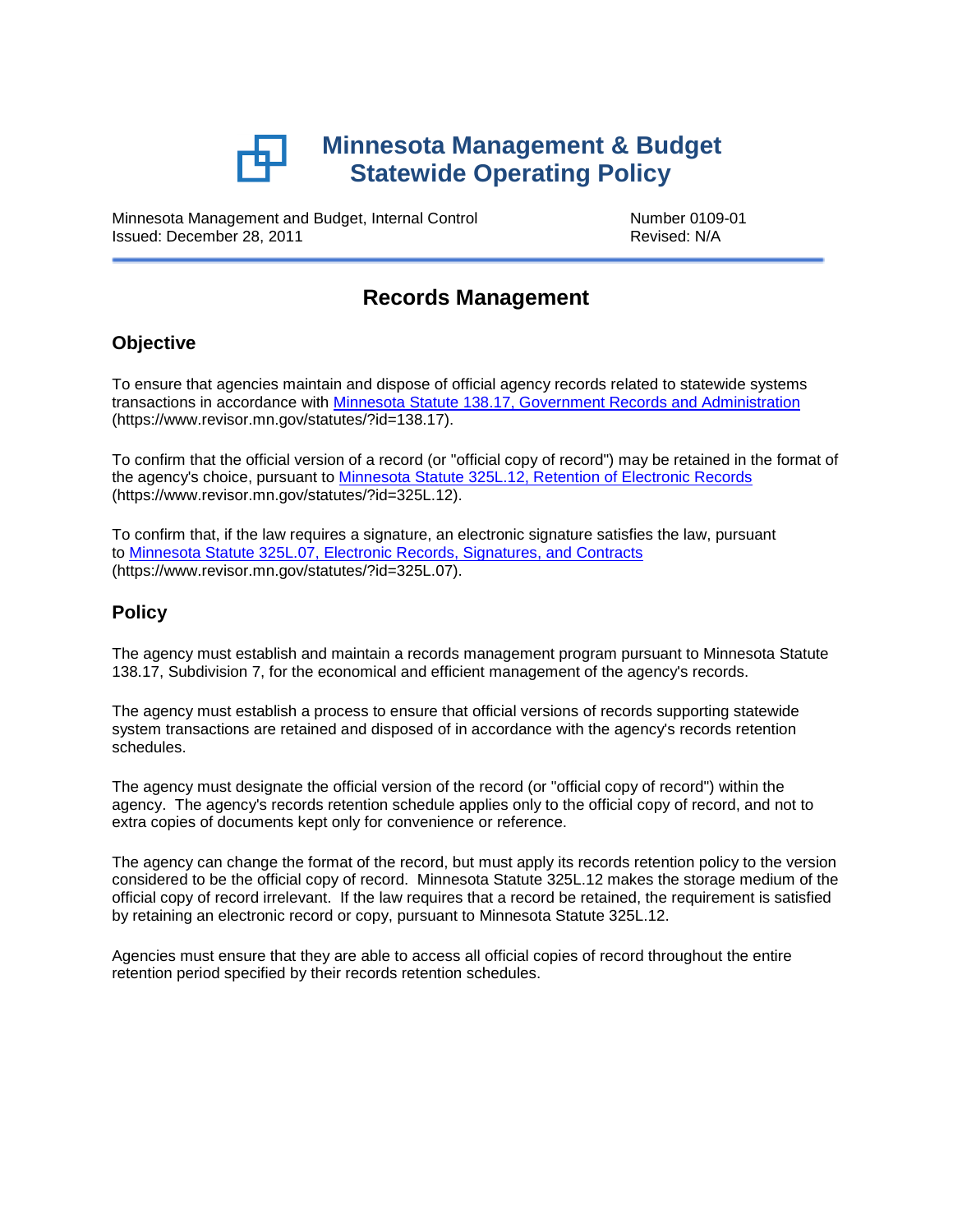# Minnesota Management & Budget
# Statewide Operating Policy

Minnesota Management and Budget, Internal Control
Issued: December 28, 2011

Number 0109-01
Revised: N/A

## Records Management

### Objective

To ensure that agencies maintain and dispose of official agency records related to statewide systems transactions in accordance with [Minnesota Statute 138.17, Government Records and Administration](https://www.revisor.mn.gov/statutes/?id=138.17) (https://www.revisor.mn.gov/statutes/?id=138.17).

To confirm that the official version of a record (or "official copy of record") may be retained in the format of the agency's choice, pursuant to [Minnesota Statute 325L.12, Retention of Electronic Records](https://www.revisor.mn.gov/statutes/?id=325L.12) (https://www.revisor.mn.gov/statutes/?id=325L.12).

To confirm that, if the law requires a signature, an electronic signature satisfies the law, pursuant to [Minnesota Statute 325L.07, Electronic Records, Signatures, and Contracts](https://www.revisor.mn.gov/statutes/?id=325L.07) (https://www.revisor.mn.gov/statutes/?id=325L.07).

### Policy

The agency must establish and maintain a records management program pursuant to Minnesota Statute 138.17, Subdivision 7, for the economical and efficient management of the agency's records.

The agency must establish a process to ensure that official versions of records supporting statewide system transactions are retained and disposed of in accordance with the agency's records retention schedules.

The agency must designate the official version of the record (or "official copy of record") within the agency. The agency's records retention schedule applies only to the official copy of record, and not to extra copies of documents kept only for convenience or reference.

The agency can change the format of the record, but must apply its records retention policy to the version considered to be the official copy of record. Minnesota Statute 325L.12 makes the storage medium of the official copy of record irrelevant. If the law requires that a record be retained, the requirement is satisfied by retaining an electronic record or copy, pursuant to Minnesota Statute 325L.12.

Agencies must ensure that they are able to access all official copies of record throughout the entire retention period specified by their records retention schedules.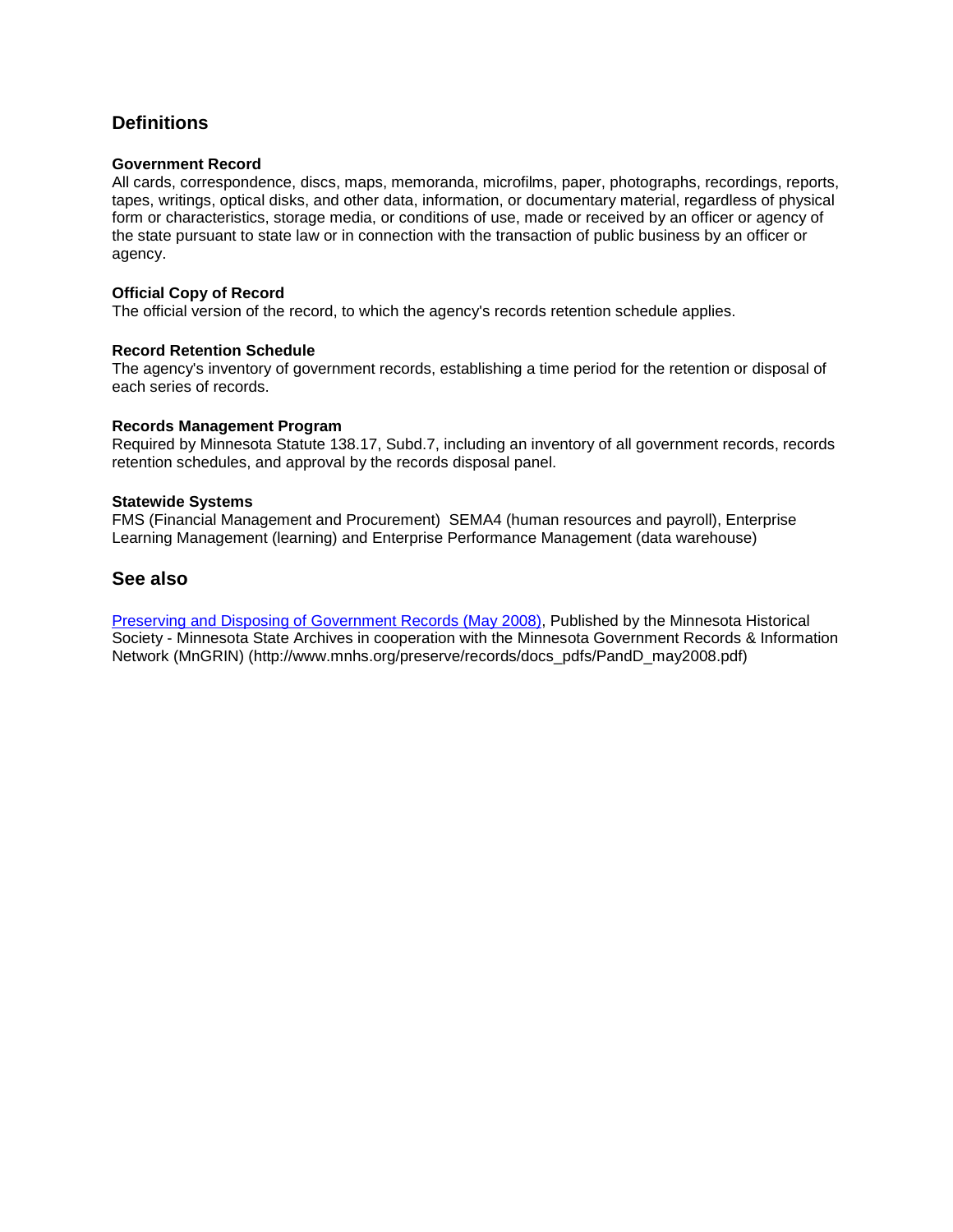## Definitions

**Government Record**
All cards, correspondence, discs, maps, memoranda, microfilms, paper, photographs, recordings, reports, tapes, writings, optical disks, and other data, information, or documentary material, regardless of physical form or characteristics, storage media, or conditions of use, made or received by an officer or agency of the state pursuant to state law or in connection with the transaction of public business by an officer or agency.

**Official Copy of Record**
The official version of the record, to which the agency's records retention schedule applies.

**Record Retention Schedule**
The agency's inventory of government records, establishing a time period for the retention or disposal of each series of records.

**Records Management Program**
Required by Minnesota Statute 138.17, Subd.7, including an inventory of all government records, records retention schedules, and approval by the records disposal panel.

**Statewide Systems**
FMS (Financial Management and Procurement) SEMA4 (human resources and payroll), Enterprise Learning Management (learning) and Enterprise Performance Management (data warehouse)

## See also

Preserving and Disposing of Government Records (May 2008), Published by the Minnesota Historical Society - Minnesota State Archives in cooperation with the Minnesota Government Records & Information Network (MnGRIN) (http://www.mnhs.org/preserve/records/docs_pdfs/PandD_may2008.pdf)